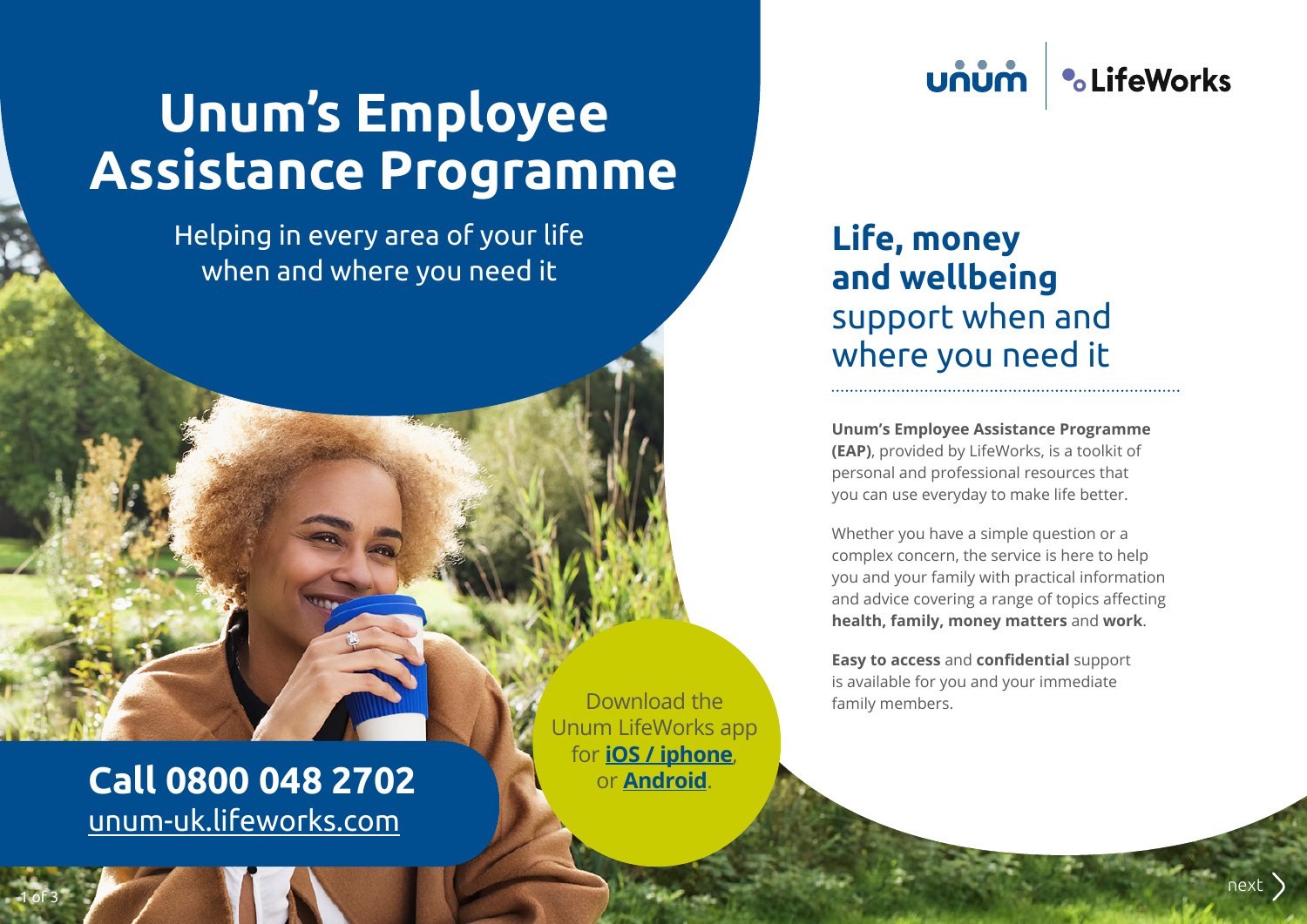# Unum's Employee Assistance Programme

Helping in every area of your life when and where you need it

**Call 0800 048 2702**
unum-uk.lifeworks.com

Download the Unum LifeWorks app for **iOS / iphone**, or **Android**.

unum | LifeWorks

## **Life, money and wellbeing** support when and where you need it

**Unum's Employee Assistance Programme (EAP)**, provided by LifeWorks, is a toolkit of personal and professional resources that you can use everyday to make life better.

Whether you have a simple question or a complex concern, the service is here to help you and your family with practical information and advice covering a range of topics affecting **health, family, money matters** and **work**.

**Easy to access** and **confidential** support is available for you and your immediate family members.

next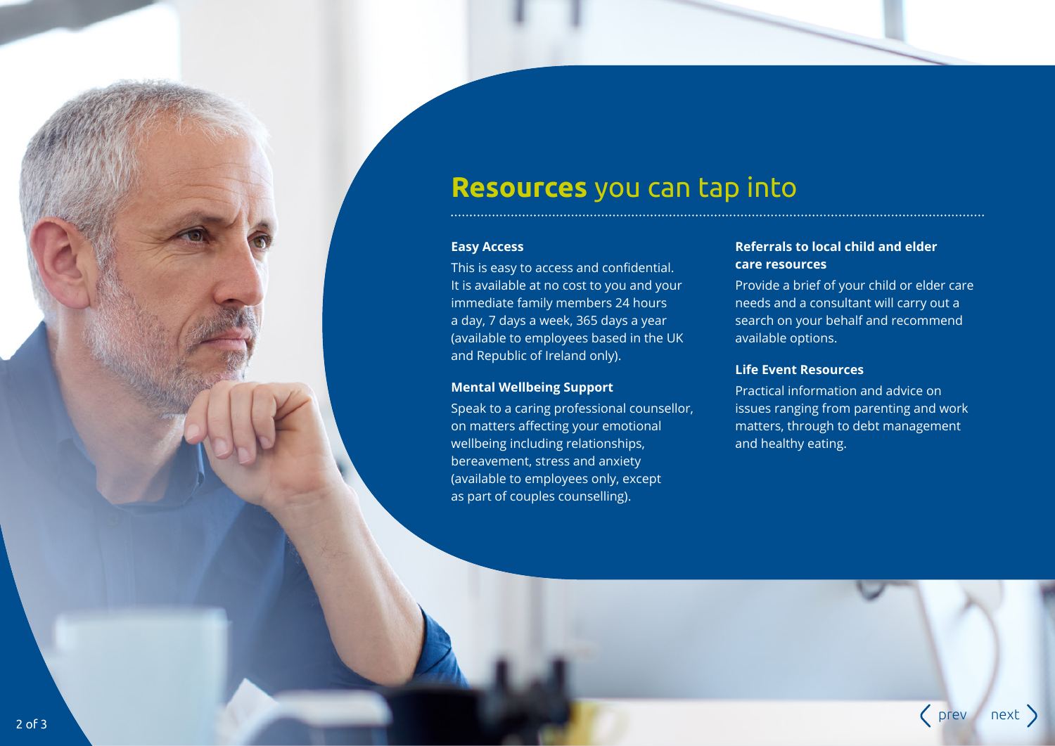# **Resources** you can tap into

### Easy Access

This is easy to access and confidential. It is available at no cost to you and your immediate family members 24 hours a day, 7 days a week, 365 days a year (available to employees based in the UK and Republic of Ireland only).

### Mental Wellbeing Support

Speak to a caring professional counsellor, on matters affecting your emotional wellbeing including relationships, bereavement, stress and anxiety (available to employees only, except as part of couples counselling).

### Referrals to local child and elder care resources

Provide a brief of your child or elder care needs and a consultant will carry out a search on your behalf and recommend available options.

### Life Event Resources

Practical information and advice on issues ranging from parenting and work matters, through to debt management and healthy eating.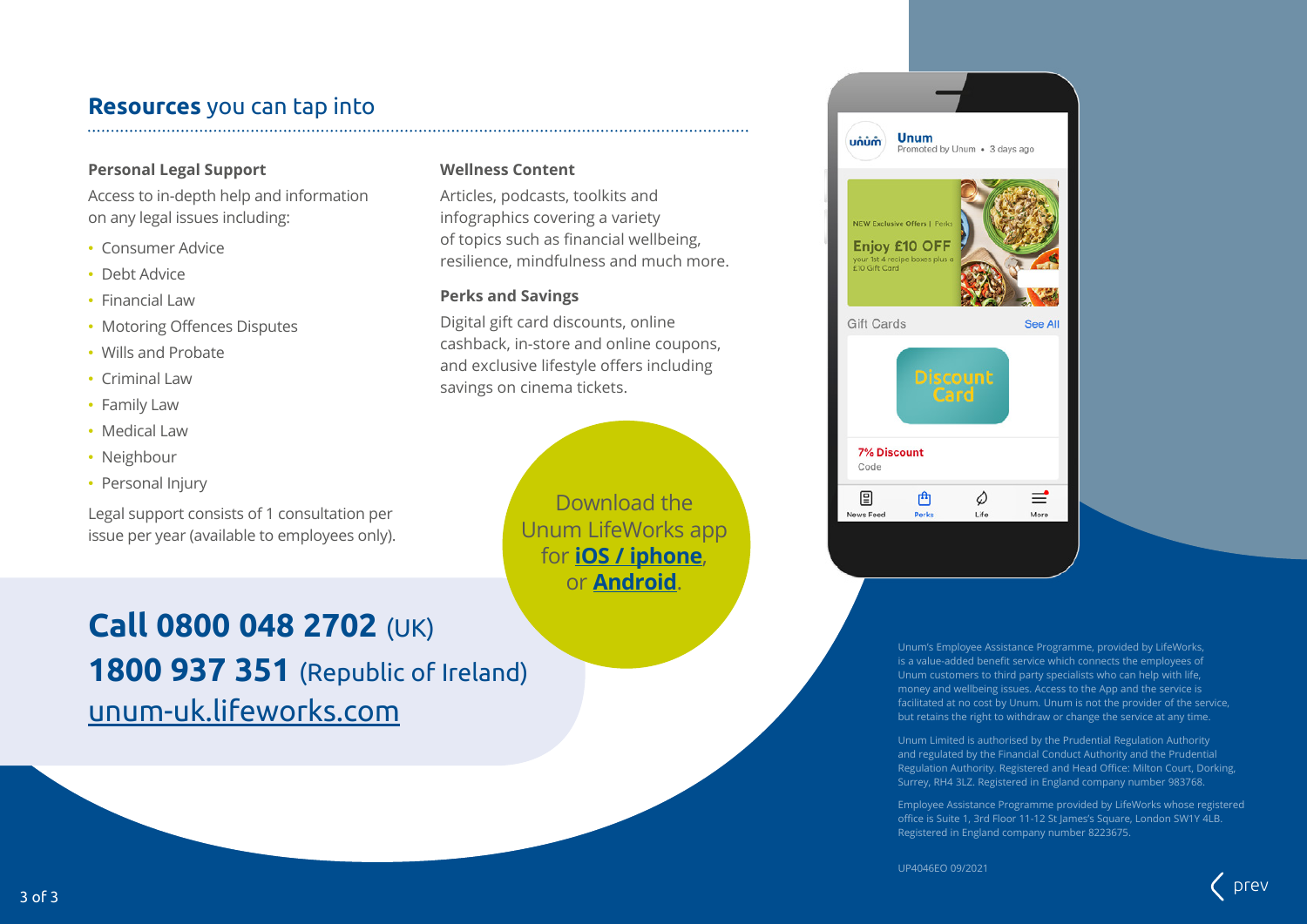## **Resources** you can tap into

### Personal Legal Support

Access to in-depth help and information on any legal issues including:

- Consumer Advice
- Debt Advice
- Financial Law
- Motoring Offences Disputes
- Wills and Probate
- Criminal Law
- Family Law
- Medical Law
- Neighbour
- Personal Injury

Legal support consists of 1 consultation per issue per year (available to employees only).

### Wellness Content

Articles, podcasts, toolkits and infographics covering a variety of topics such as financial wellbeing, resilience, mindfulness and much more.

### Perks and Savings

Digital gift card discounts, online cashback, in-store and online coupons, and exclusive lifestyle offers including savings on cinema tickets.

Download the Unum LifeWorks app for **iOS / iphone**, or **Android**.

**Call 0800 048 2702** (UK)
**1800 937 351** (Republic of Ireland)
unum-uk.lifeworks.com

Unum's Employee Assistance Programme, provided by LifeWorks, is a value-added benefit service which connects the employees of Unum customers to third party specialists who can help with life, money and wellbeing issues. Access to the App and the service is facilitated at no cost by Unum. Unum is not the provider of the service, but retains the right to withdraw or change the service at any time.

Unum Limited is authorised by the Prudential Regulation Authority and regulated by the Financial Conduct Authority and the Prudential Regulation Authority. Registered and Head Office: Milton Court, Dorking, Surrey, RH4 3LZ. Registered in England company number 983768.

Employee Assistance Programme provided by LifeWorks whose registered office is Suite 1, 3rd Floor 11-12 St James's Square, London SW1Y 4LB. Registered in England company number 8223675.

UP4046EO 09/2021